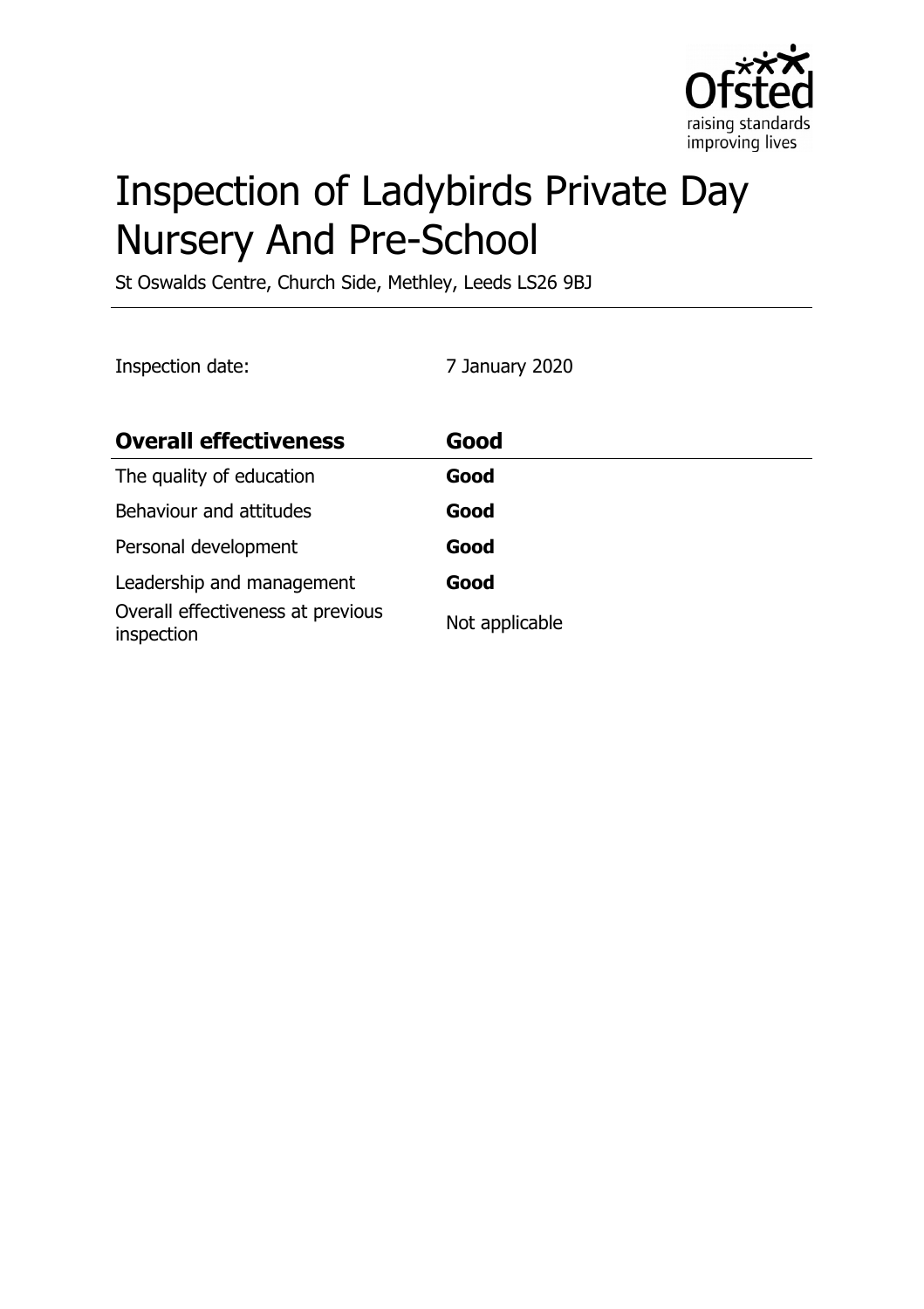# Inspection of Ladybirds Private Day Nursery And Pre-School

St Oswalds Centre, Church Side, Methley, Leeds LS26 9BJ

Inspection date: 7 January 2020

| **Overall effectiveness** | **Good** |
| --- | --- |
| The quality of education | **Good** |
| Behaviour and attitudes | **Good** |
| Personal development | **Good** |
| Leadership and management | **Good** |
| Overall effectiveness at previous inspection | Not applicable |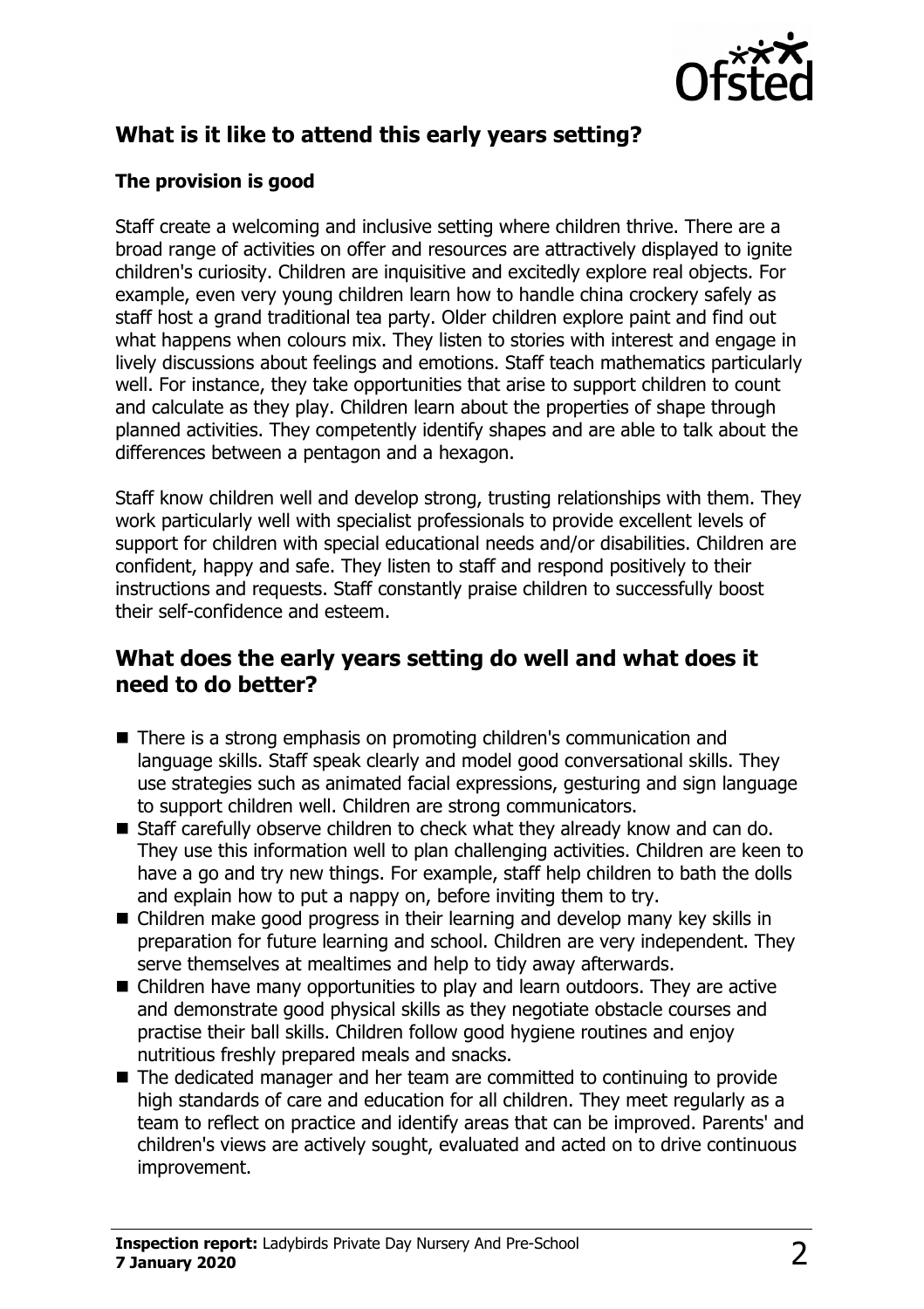## What is it like to attend this early years setting?

### The provision is good

Staff create a welcoming and inclusive setting where children thrive. There are a broad range of activities on offer and resources are attractively displayed to ignite children's curiosity. Children are inquisitive and excitedly explore real objects. For example, even very young children learn how to handle china crockery safely as staff host a grand traditional tea party. Older children explore paint and find out what happens when colours mix. They listen to stories with interest and engage in lively discussions about feelings and emotions. Staff teach mathematics particularly well. For instance, they take opportunities that arise to support children to count and calculate as they play. Children learn about the properties of shape through planned activities. They competently identify shapes and are able to talk about the differences between a pentagon and a hexagon.

Staff know children well and develop strong, trusting relationships with them. They work particularly well with specialist professionals to provide excellent levels of support for children with special educational needs and/or disabilities. Children are confident, happy and safe. They listen to staff and respond positively to their instructions and requests. Staff constantly praise children to successfully boost their self-confidence and esteem.

## What does the early years setting do well and what does it need to do better?

- There is a strong emphasis on promoting children's communication and language skills. Staff speak clearly and model good conversational skills. They use strategies such as animated facial expressions, gesturing and sign language to support children well. Children are strong communicators.
- Staff carefully observe children to check what they already know and can do. They use this information well to plan challenging activities. Children are keen to have a go and try new things. For example, staff help children to bath the dolls and explain how to put a nappy on, before inviting them to try.
- Children make good progress in their learning and develop many key skills in preparation for future learning and school. Children are very independent. They serve themselves at mealtimes and help to tidy away afterwards.
- Children have many opportunities to play and learn outdoors. They are active and demonstrate good physical skills as they negotiate obstacle courses and practise their ball skills. Children follow good hygiene routines and enjoy nutritious freshly prepared meals and snacks.
- The dedicated manager and her team are committed to continuing to provide high standards of care and education for all children. They meet regularly as a team to reflect on practice and identify areas that can be improved. Parents' and children's views are actively sought, evaluated and acted on to drive continuous improvement.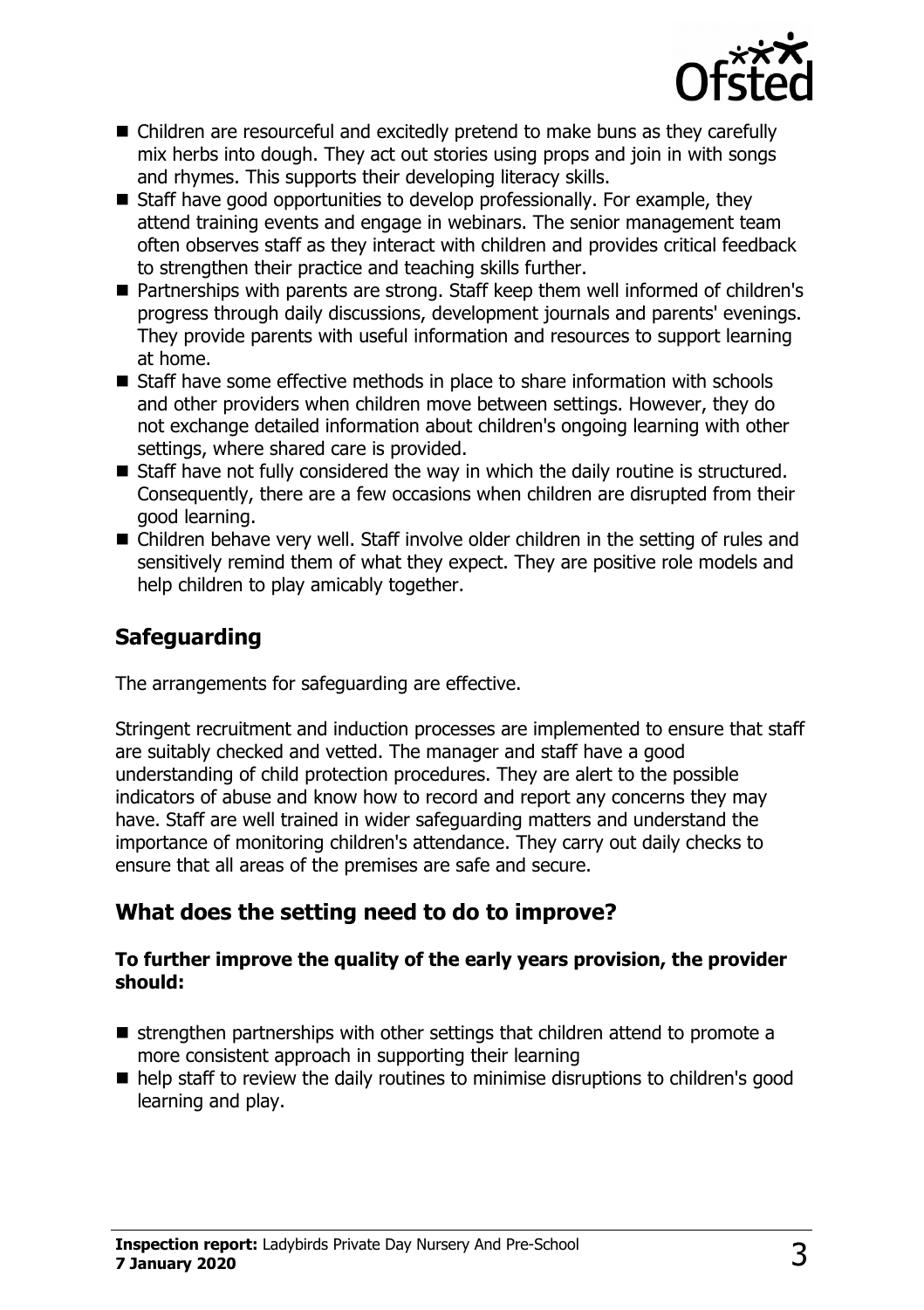- Children are resourceful and excitedly pretend to make buns as they carefully mix herbs into dough. They act out stories using props and join in with songs and rhymes. This supports their developing literacy skills.
- Staff have good opportunities to develop professionally. For example, they attend training events and engage in webinars. The senior management team often observes staff as they interact with children and provides critical feedback to strengthen their practice and teaching skills further.
- Partnerships with parents are strong. Staff keep them well informed of children's progress through daily discussions, development journals and parents' evenings. They provide parents with useful information and resources to support learning at home.
- Staff have some effective methods in place to share information with schools and other providers when children move between settings. However, they do not exchange detailed information about children's ongoing learning with other settings, where shared care is provided.
- Staff have not fully considered the way in which the daily routine is structured. Consequently, there are a few occasions when children are disrupted from their good learning.
- Children behave very well. Staff involve older children in the setting of rules and sensitively remind them of what they expect. They are positive role models and help children to play amicably together.

## Safeguarding

The arrangements for safeguarding are effective.

Stringent recruitment and induction processes are implemented to ensure that staff are suitably checked and vetted. The manager and staff have a good understanding of child protection procedures. They are alert to the possible indicators of abuse and know how to record and report any concerns they may have. Staff are well trained in wider safeguarding matters and understand the importance of monitoring children's attendance. They carry out daily checks to ensure that all areas of the premises are safe and secure.

## What does the setting need to do to improve?

**To further improve the quality of the early years provision, the provider should:**

- strengthen partnerships with other settings that children attend to promote a more consistent approach in supporting their learning
- help staff to review the daily routines to minimise disruptions to children's good learning and play.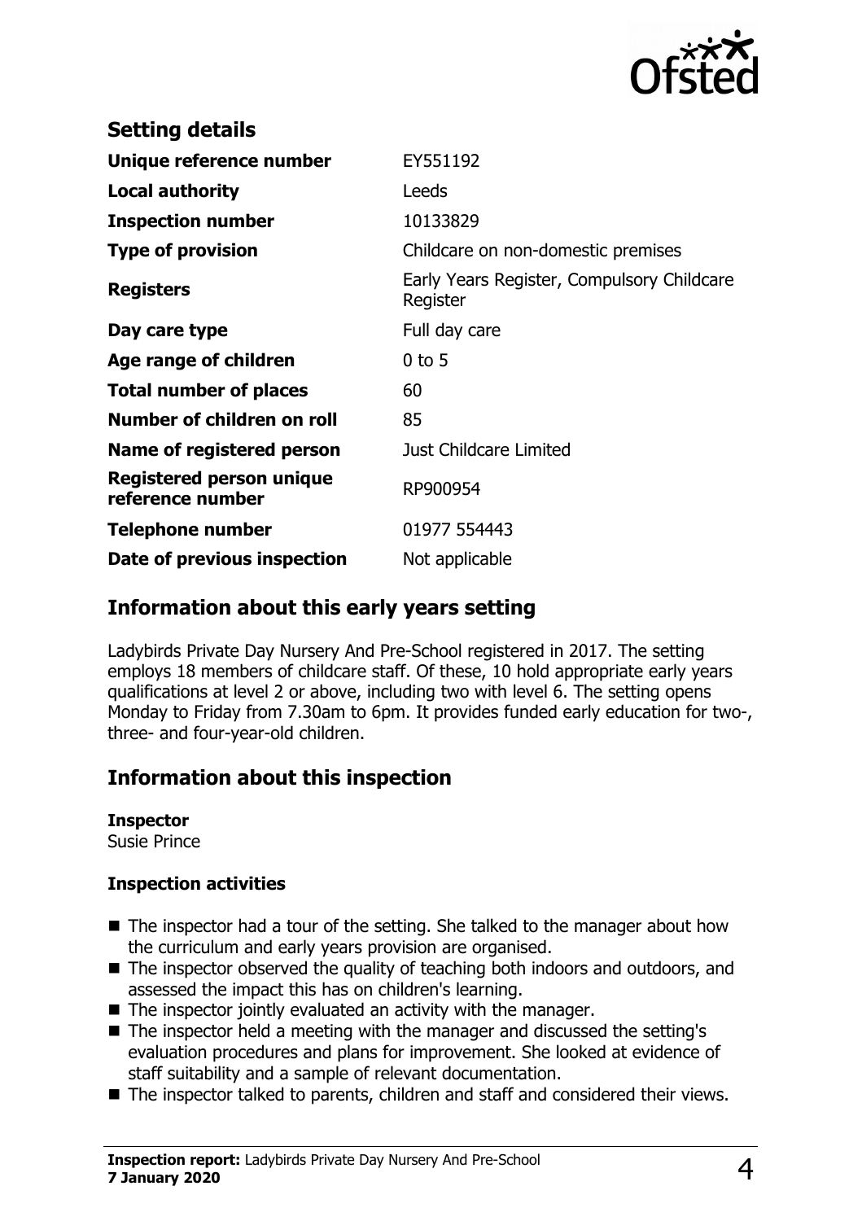## Setting details

| | |
|---|---|
| **Unique reference number** | EY551192 |
| **Local authority** | Leeds |
| **Inspection number** | 10133829 |
| **Type of provision** | Childcare on non-domestic premises |
| **Registers** | Early Years Register, Compulsory Childcare Register |
| **Day care type** | Full day care |
| **Age range of children** | 0 to 5 |
| **Total number of places** | 60 |
| **Number of children on roll** | 85 |
| **Name of registered person** | Just Childcare Limited |
| **Registered person unique reference number** | RP900954 |
| **Telephone number** | 01977 554443 |
| **Date of previous inspection** | Not applicable |

## Information about this early years setting

Ladybirds Private Day Nursery And Pre-School registered in 2017. The setting employs 18 members of childcare staff. Of these, 10 hold appropriate early years qualifications at level 2 or above, including two with level 6. The setting opens Monday to Friday from 7.30am to 6pm. It provides funded early education for two-, three- and four-year-old children.

## Information about this inspection

**Inspector**
Susie Prince

**Inspection activities**

- The inspector had a tour of the setting. She talked to the manager about how the curriculum and early years provision are organised.
- The inspector observed the quality of teaching both indoors and outdoors, and assessed the impact this has on children's learning.
- The inspector jointly evaluated an activity with the manager.
- The inspector held a meeting with the manager and discussed the setting's evaluation procedures and plans for improvement. She looked at evidence of staff suitability and a sample of relevant documentation.
- The inspector talked to parents, children and staff and considered their views.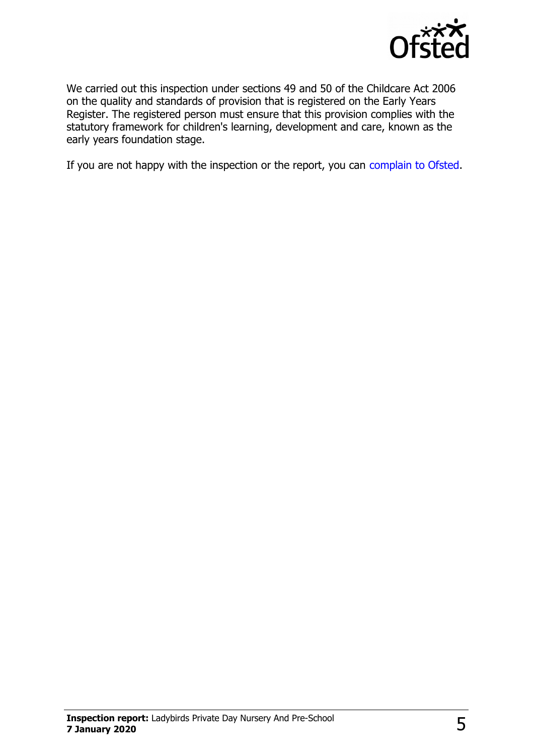We carried out this inspection under sections 49 and 50 of the Childcare Act 2006 on the quality and standards of provision that is registered on the Early Years Register. The registered person must ensure that this provision complies with the statutory framework for children's learning, development and care, known as the early years foundation stage.

If you are not happy with the inspection or the report, you can complain to Ofsted.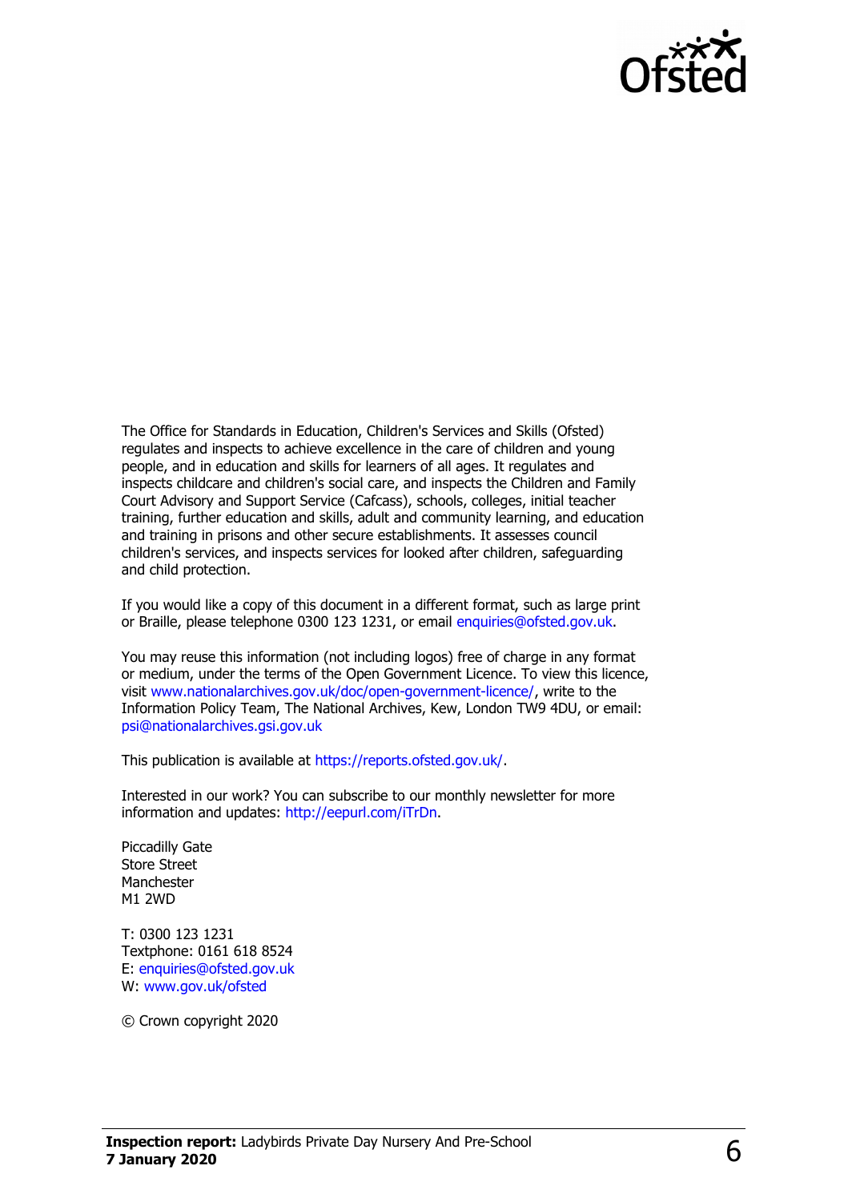The Office for Standards in Education, Children's Services and Skills (Ofsted) regulates and inspects to achieve excellence in the care of children and young people, and in education and skills for learners of all ages. It regulates and inspects childcare and children's social care, and inspects the Children and Family Court Advisory and Support Service (Cafcass), schools, colleges, initial teacher training, further education and skills, adult and community learning, and education and training in prisons and other secure establishments. It assesses council children's services, and inspects services for looked after children, safeguarding and child protection.

If you would like a copy of this document in a different format, such as large print or Braille, please telephone 0300 123 1231, or email enquiries@ofsted.gov.uk.

You may reuse this information (not including logos) free of charge in any format or medium, under the terms of the Open Government Licence. To view this licence, visit www.nationalarchives.gov.uk/doc/open-government-licence/, write to the Information Policy Team, The National Archives, Kew, London TW9 4DU, or email: psi@nationalarchives.gsi.gov.uk

This publication is available at https://reports.ofsted.gov.uk/.

Interested in our work? You can subscribe to our monthly newsletter for more information and updates: http://eepurl.com/iTrDn.

Piccadilly Gate
Store Street
Manchester
M1 2WD

T: 0300 123 1231
Textphone: 0161 618 8524
E: enquiries@ofsted.gov.uk
W: www.gov.uk/ofsted

© Crown copyright 2020